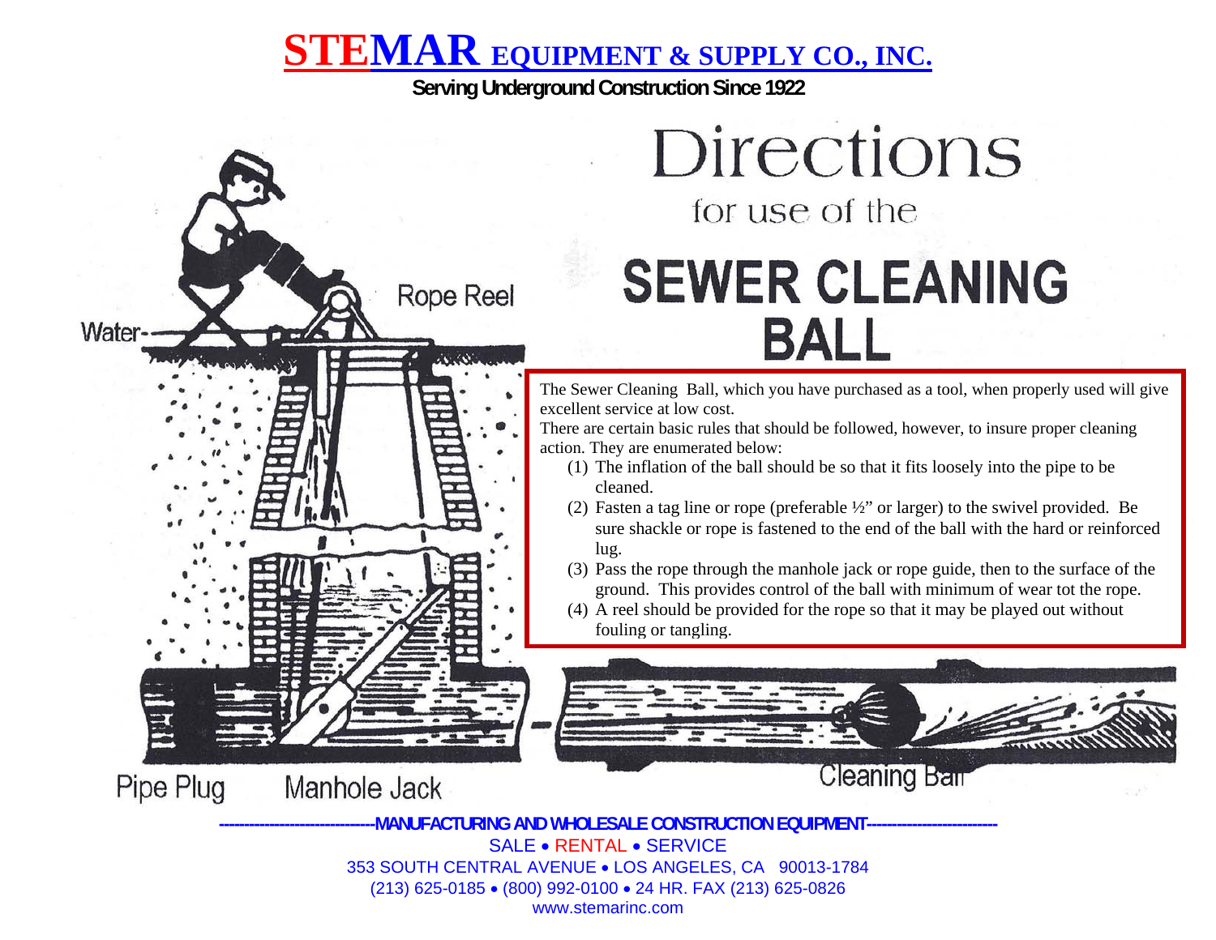# STEMAR EQUIPMENT & SUPPLY CO., INC.

**Serving Underground Construction Since 1922**

# Directions

for use of the

# SEWER CLEANING BALL

The Sewer Cleaning Ball, which you have purchased as a tool, when properly used will give excellent service at low cost.

There are certain basic rules that should be followed, however, to insure proper cleaning action. They are enumerated below:

1. The inflation of the ball should be so that it fits loosely into the pipe to be cleaned.
2. Fasten a tag line or rope (preferable ½" or larger) to the swivel provided. Be sure shackle or rope is fastened to the end of the ball with the hard or reinforced lug.
3. Pass the rope through the manhole jack or rope guide, then to the surface of the ground. This provides control of the ball with minimum of wear tot the rope.
4. A reel should be provided for the rope so that it may be played out without fouling or tangling.

Water

Rope Reel

Pipe Plug

Manhole Jack

Cleaning Ball

**-----------------------------MANUFACTURING AND WHOLESALE CONSTRUCTION EQUIPMENT-------------------------**

SALE • RENTAL • SERVICE

353 SOUTH CENTRAL AVENUE • LOS ANGELES, CA 90013-1784

(213) 625-0185 • (800) 992-0100 • 24 HR. FAX (213) 625-0826

www.stemarinc.com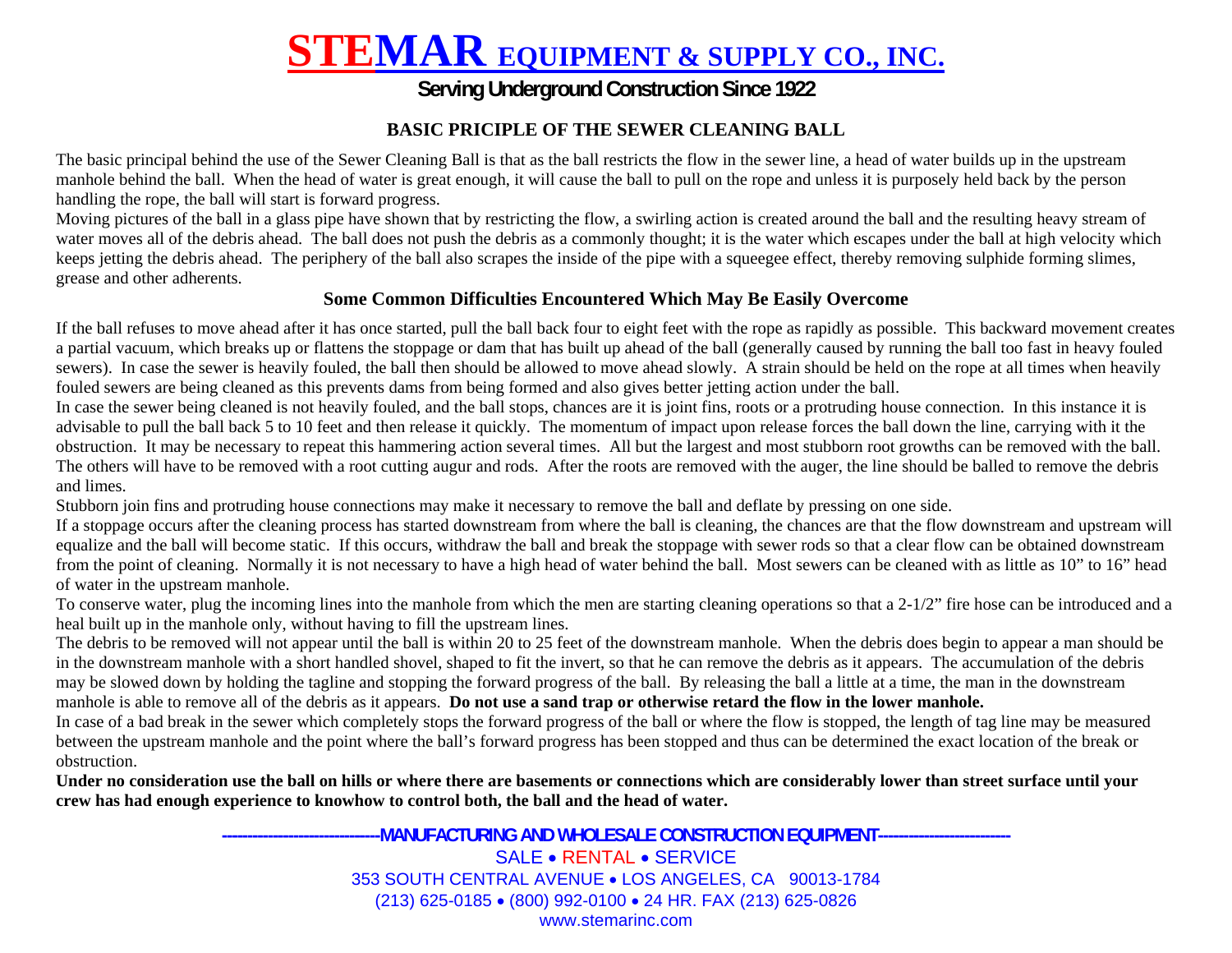# STEMAR EQUIPMENT & SUPPLY CO., INC.

**Serving Underground Construction Since 1922**

## BASIC PRICIPLE OF THE SEWER CLEANING BALL

The basic principal behind the use of the Sewer Cleaning Ball is that as the ball restricts the flow in the sewer line, a head of water builds up in the upstream manhole behind the ball. When the head of water is great enough, it will cause the ball to pull on the rope and unless it is purposely held back by the person handling the rope, the ball will start is forward progress.

Moving pictures of the ball in a glass pipe have shown that by restricting the flow, a swirling action is created around the ball and the resulting heavy stream of water moves all of the debris ahead. The ball does not push the debris as a commonly thought; it is the water which escapes under the ball at high velocity which keeps jetting the debris ahead. The periphery of the ball also scrapes the inside of the pipe with a squeegee effect, thereby removing sulphide forming slimes, grease and other adherents.

### Some Common Difficulties Encountered Which May Be Easily Overcome

If the ball refuses to move ahead after it has once started, pull the ball back four to eight feet with the rope as rapidly as possible. This backward movement creates a partial vacuum, which breaks up or flattens the stoppage or dam that has built up ahead of the ball (generally caused by running the ball too fast in heavy fouled sewers). In case the sewer is heavily fouled, the ball then should be allowed to move ahead slowly. A strain should be held on the rope at all times when heavily fouled sewers are being cleaned as this prevents dams from being formed and also gives better jetting action under the ball.

In case the sewer being cleaned is not heavily fouled, and the ball stops, chances are it is joint fins, roots or a protruding house connection. In this instance it is advisable to pull the ball back 5 to 10 feet and then release it quickly. The momentum of impact upon release forces the ball down the line, carrying with it the obstruction. It may be necessary to repeat this hammering action several times. All but the largest and most stubborn root growths can be removed with the ball. The others will have to be removed with a root cutting augur and rods. After the roots are removed with the auger, the line should be balled to remove the debris and limes.

Stubborn join fins and protruding house connections may make it necessary to remove the ball and deflate by pressing on one side.

If a stoppage occurs after the cleaning process has started downstream from where the ball is cleaning, the chances are that the flow downstream and upstream will equalize and the ball will become static. If this occurs, withdraw the ball and break the stoppage with sewer rods so that a clear flow can be obtained downstream from the point of cleaning. Normally it is not necessary to have a high head of water behind the ball. Most sewers can be cleaned with as little as 10" to 16" head of water in the upstream manhole.

To conserve water, plug the incoming lines into the manhole from which the men are starting cleaning operations so that a 2-1/2" fire hose can be introduced and a heal built up in the manhole only, without having to fill the upstream lines.

The debris to be removed will not appear until the ball is within 20 to 25 feet of the downstream manhole. When the debris does begin to appear a man should be in the downstream manhole with a short handled shovel, shaped to fit the invert, so that he can remove the debris as it appears. The accumulation of the debris may be slowed down by holding the tagline and stopping the forward progress of the ball. By releasing the ball a little at a time, the man in the downstream manhole is able to remove all of the debris as it appears. **Do not use a sand trap or otherwise retard the flow in the lower manhole.**

In case of a bad break in the sewer which completely stops the forward progress of the ball or where the flow is stopped, the length of tag line may be measured between the upstream manhole and the point where the ball's forward progress has been stopped and thus can be determined the exact location of the break or obstruction.

**Under no consideration use the ball on hills or where there are basements or connections which are considerably lower than street surface until your crew has had enough experience to knowhow to control both, the ball and the head of water.**

-------------------------------MANUFACTURING AND WHOLESALE CONSTRUCTION EQUIPMENT--------------------------

SALE • RENTAL • SERVICE

353 SOUTH CENTRAL AVENUE • LOS ANGELES, CA 90013-1784

(213) 625-0185 • (800) 992-0100 • 24 HR. FAX (213) 625-0826

www.stemarinc.com